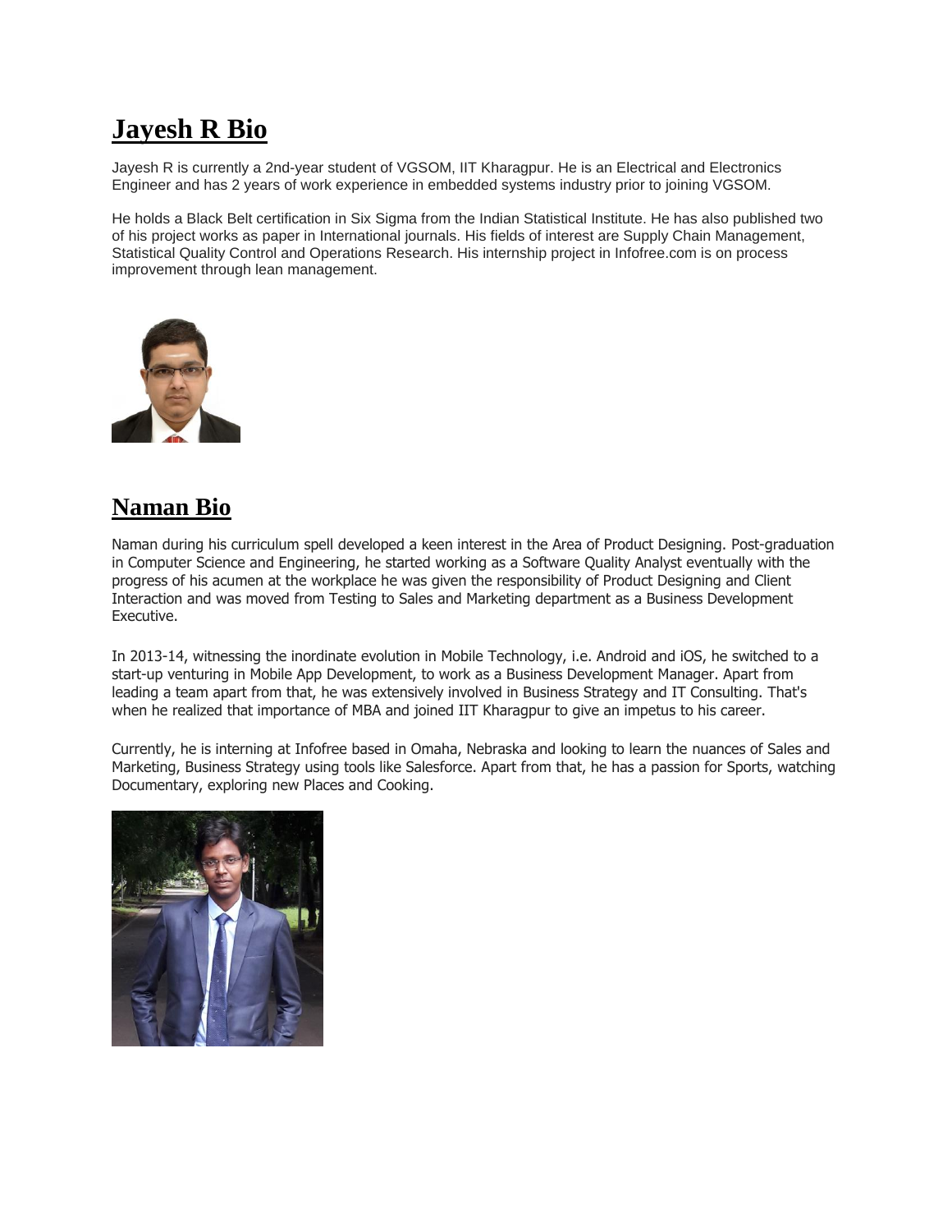# Jayesh R Bio

Jayesh R is currently a 2nd-year student of VGSOM, IIT Kharagpur. He is an Electrical and Electronics Engineer and has 2 years of work experience in embedded systems industry prior to joining VGSOM.

He holds a Black Belt certification in Six Sigma from the Indian Statistical Institute. He has also published two of his project works as paper in International journals. His fields of interest are Supply Chain Management, Statistical Quality Control and Operations Research. His internship project in Infofree.com is on process improvement through lean management.

# Naman Bio

Naman during his curriculum spell developed a keen interest in the Area of Product Designing. Post-graduation in Computer Science and Engineering, he started working as a Software Quality Analyst eventually with the progress of his acumen at the workplace he was given the responsibility of Product Designing and Client Interaction and was moved from Testing to Sales and Marketing department as a Business Development Executive.

In 2013-14, witnessing the inordinate evolution in Mobile Technology, i.e. Android and iOS, he switched to a start-up venturing in Mobile App Development, to work as a Business Development Manager. Apart from leading a team apart from that, he was extensively involved in Business Strategy and IT Consulting. That's when he realized that importance of MBA and joined IIT Kharagpur to give an impetus to his career.

Currently, he is interning at Infofree based in Omaha, Nebraska and looking to learn the nuances of Sales and Marketing, Business Strategy using tools like Salesforce. Apart from that, he has a passion for Sports, watching Documentary, exploring new Places and Cooking.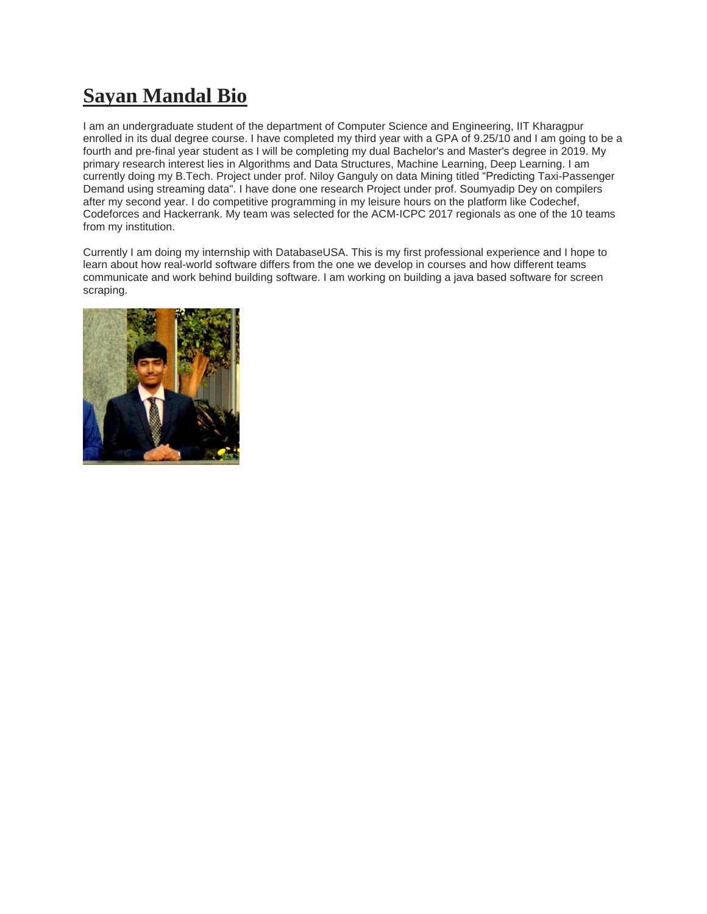# Sayan Mandal Bio

I am an undergraduate student of the department of Computer Science and Engineering, IIT Kharagpur enrolled in its dual degree course. I have completed my third year with a GPA of 9.25/10 and I am going to be a fourth and pre-final year student as I will be completing my dual Bachelor's and Master's degree in 2019. My primary research interest lies in Algorithms and Data Structures, Machine Learning, Deep Learning. I am currently doing my B.Tech. Project under prof. Niloy Ganguly on data Mining titled “Predicting Taxi-Passenger Demand using streaming data". I have done one research Project under prof. Soumyadip Dey on compilers after my second year. I do competitive programming in my leisure hours on the platform like Codechef, Codeforces and Hackerrank. My team was selected for the ACM-ICPC 2017 regionals as one of the 10 teams from my institution.

Currently I am doing my internship with DatabaseUSA. This is my first professional experience and I hope to learn about how real-world software differs from the one we develop in courses and how different teams communicate and work behind building software. I am working on building a java based software for screen scraping.